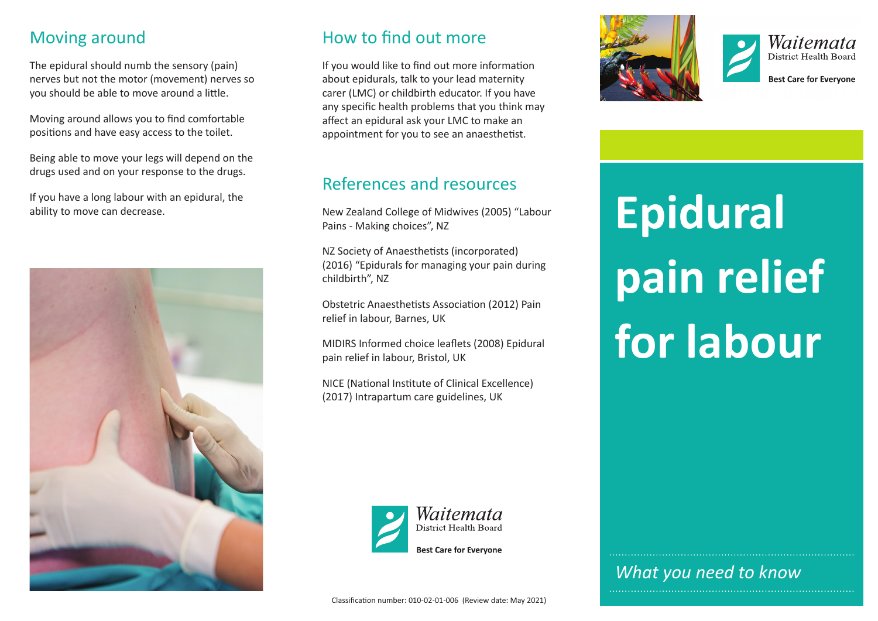## Moving around

The epidural should numb the sensory (pain) nerves but not the motor (movement) nerves so you should be able to move around a little.

Moving around allows you to find comfortable positions and have easy access to the toilet.

Being able to move your legs will depend on the drugs used and on your response to the drugs.

If you have a long labour with an epidural, the ability to move can decrease.

## How to find out more

If you would like to find out more information about epidurals, talk to your lead maternity carer (LMC) or childbirth educator. If you have any specific health problems that you think may affect an epidural ask your LMC to make an appointment for you to see an anaesthetist.

## References and resources

New Zealand College of Midwives (2005) "Labour Pains - Making choices", NZ

NZ Society of Anaesthetists (incorporated) (2016) "Epidurals for managing your pain during childbirth", NZ

Obstetric Anaesthetists Association (2012) Pain relief in labour, Barnes, UK

MIDIRS Informed choice leaflets (2008) Epidural pain relief in labour, Bristol, UK

NICE (National Institute of Clinical Excellence) (2017) Intrapartum care guidelines, UK

Waitemata District Health Board

**Best Care for Everyone**

Classification number: 010-02-01-006 (Review date: May 2021)

Waitemata District Health Board

**Best Care for Everyone**

# Epidural pain relief for labour

*What you need to know*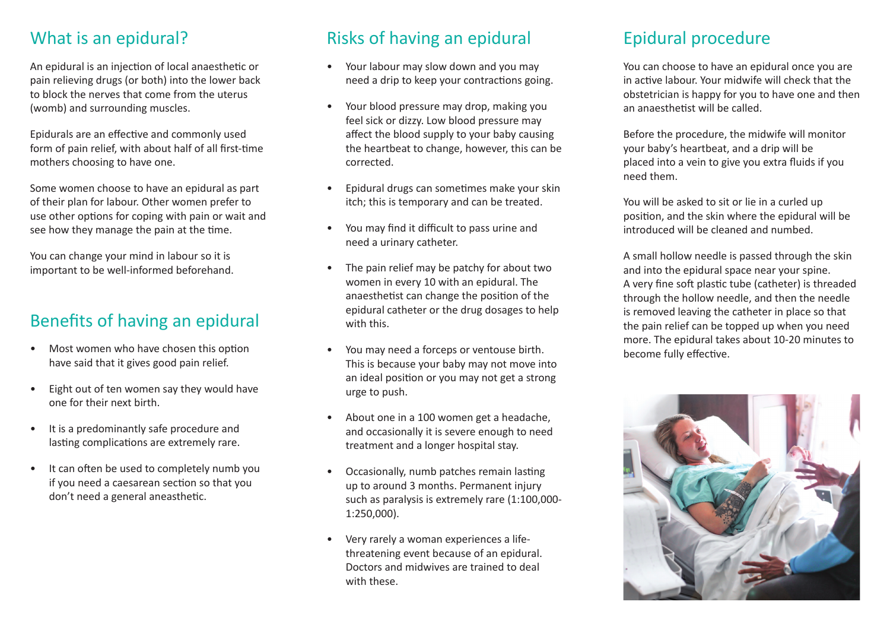## What is an epidural?

An epidural is an injection of local anaesthetic or pain relieving drugs (or both) into the lower back to block the nerves that come from the uterus (womb) and surrounding muscles.

Epidurals are an effective and commonly used form of pain relief, with about half of all first-time mothers choosing to have one.

Some women choose to have an epidural as part of their plan for labour. Other women prefer to use other options for coping with pain or wait and see how they manage the pain at the time.

You can change your mind in labour so it is important to be well-informed beforehand.

## Benefits of having an epidural

- Most women who have chosen this option have said that it gives good pain relief.
- Eight out of ten women say they would have one for their next birth.
- It is a predominantly safe procedure and lasting complications are extremely rare.
- It can often be used to completely numb you if you need a caesarean section so that you don't need a general anaesthetic.

## Risks of having an epidural

- Your labour may slow down and you may need a drip to keep your contractions going.
- Your blood pressure may drop, making you feel sick or dizzy. Low blood pressure may affect the blood supply to your baby causing the heartbeat to change, however, this can be corrected.
- Epidural drugs can sometimes make your skin itch; this is temporary and can be treated.
- You may find it difficult to pass urine and need a urinary catheter.
- The pain relief may be patchy for about two women in every 10 with an epidural. The anaesthetist can change the position of the epidural catheter or the drug dosages to help with this.
- You may need a forceps or ventouse birth. This is because your baby may not move into an ideal position or you may not get a strong urge to push.
- About one in a 100 women get a headache, and occasionally it is severe enough to need treatment and a longer hospital stay.
- Occasionally, numb patches remain lasting up to around 3 months. Permanent injury such as paralysis is extremely rare (1:100,000-1:250,000).
- Very rarely a woman experiences a life-threatening event because of an epidural. Doctors and midwives are trained to deal with these.

## Epidural procedure

You can choose to have an epidural once you are in active labour. Your midwife will check that the obstetrician is happy for you to have one and then an anaesthetist will be called.

Before the procedure, the midwife will monitor your baby's heartbeat, and a drip will be placed into a vein to give you extra fluids if you need them.

You will be asked to sit or lie in a curled up position, and the skin where the epidural will be introduced will be cleaned and numbed.

A small hollow needle is passed through the skin and into the epidural space near your spine. A very fine soft plastic tube (catheter) is threaded through the hollow needle, and then the needle is removed leaving the catheter in place so that the pain relief can be topped up when you need more. The epidural takes about 10-20 minutes to become fully effective.